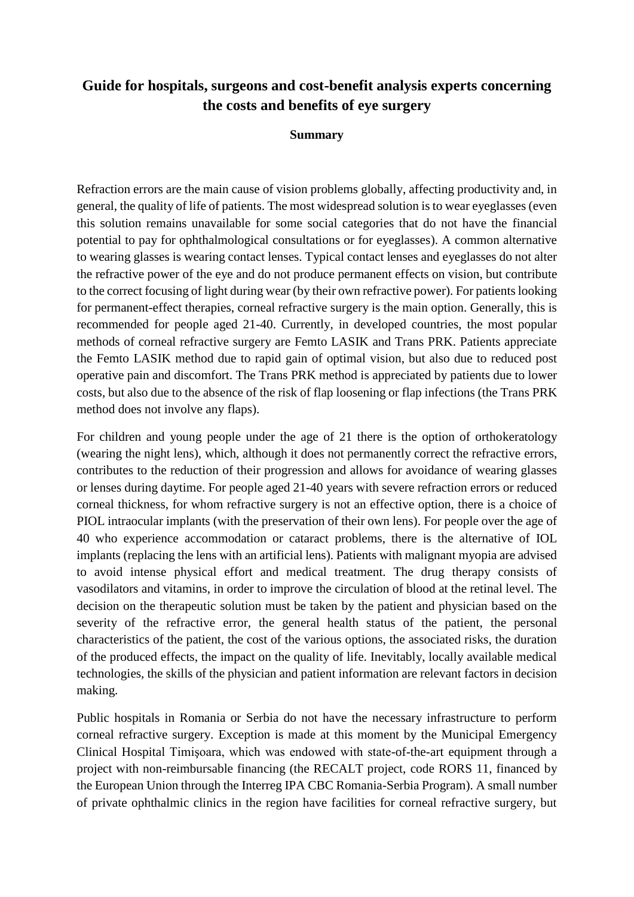# Guide for hospitals, surgeons and cost-benefit analysis experts concerning the costs and benefits of eye surgery

## Summary

Refraction errors are the main cause of vision problems globally, affecting productivity and, in general, the quality of life of patients. The most widespread solution is to wear eyeglasses (even this solution remains unavailable for some social categories that do not have the financial potential to pay for ophthalmological consultations or for eyeglasses). A common alternative to wearing glasses is wearing contact lenses. Typical contact lenses and eyeglasses do not alter the refractive power of the eye and do not produce permanent effects on vision, but contribute to the correct focusing of light during wear (by their own refractive power). For patients looking for permanent-effect therapies, corneal refractive surgery is the main option. Generally, this is recommended for people aged 21-40. Currently, in developed countries, the most popular methods of corneal refractive surgery are Femto LASIK and Trans PRK. Patients appreciate the Femto LASIK method due to rapid gain of optimal vision, but also due to reduced post operative pain and discomfort. The Trans PRK method is appreciated by patients due to lower costs, but also due to the absence of the risk of flap loosening or flap infections (the Trans PRK method does not involve any flaps).

For children and young people under the age of 21 there is the option of orthokeratology (wearing the night lens), which, although it does not permanently correct the refractive errors, contributes to the reduction of their progression and allows for avoidance of wearing glasses or lenses during daytime. For people aged 21-40 years with severe refraction errors or reduced corneal thickness, for whom refractive surgery is not an effective option, there is a choice of PIOL intraocular implants (with the preservation of their own lens). For people over the age of 40 who experience accommodation or cataract problems, there is the alternative of IOL implants (replacing the lens with an artificial lens). Patients with malignant myopia are advised to avoid intense physical effort and medical treatment. The drug therapy consists of vasodilators and vitamins, in order to improve the circulation of blood at the retinal level. The decision on the therapeutic solution must be taken by the patient and physician based on the severity of the refractive error, the general health status of the patient, the personal characteristics of the patient, the cost of the various options, the associated risks, the duration of the produced effects, the impact on the quality of life. Inevitably, locally available medical technologies, the skills of the physician and patient information are relevant factors in decision making.

Public hospitals in Romania or Serbia do not have the necessary infrastructure to perform corneal refractive surgery. Exception is made at this moment by the Municipal Emergency Clinical Hospital Timişoara, which was endowed with state-of-the-art equipment through a project with non-reimbursable financing (the RECALT project, code RORS 11, financed by the European Union through the Interreg IPA CBC Romania-Serbia Program). A small number of private ophthalmic clinics in the region have facilities for corneal refractive surgery, but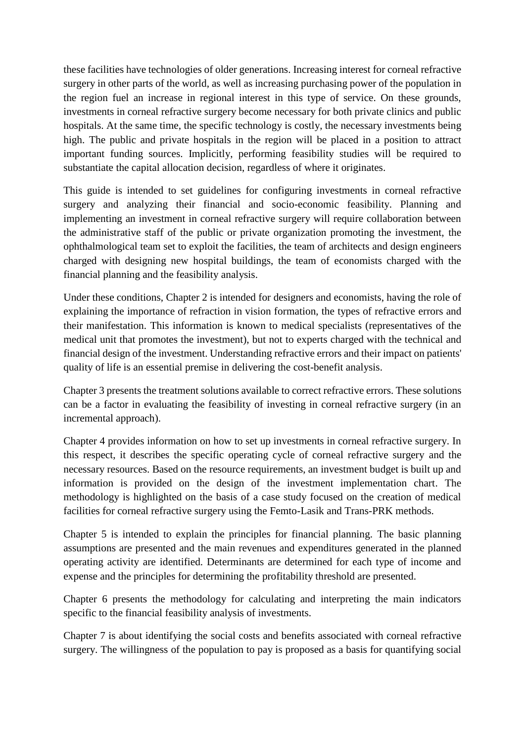these facilities have technologies of older generations. Increasing interest for corneal refractive surgery in other parts of the world, as well as increasing purchasing power of the population in the region fuel an increase in regional interest in this type of service. On these grounds, investments in corneal refractive surgery become necessary for both private clinics and public hospitals. At the same time, the specific technology is costly, the necessary investments being high. The public and private hospitals in the region will be placed in a position to attract important funding sources. Implicitly, performing feasibility studies will be required to substantiate the capital allocation decision, regardless of where it originates.

This guide is intended to set guidelines for configuring investments in corneal refractive surgery and analyzing their financial and socio-economic feasibility. Planning and implementing an investment in corneal refractive surgery will require collaboration between the administrative staff of the public or private organization promoting the investment, the ophthalmological team set to exploit the facilities, the team of architects and design engineers charged with designing new hospital buildings, the team of economists charged with the financial planning and the feasibility analysis.

Under these conditions, Chapter 2 is intended for designers and economists, having the role of explaining the importance of refraction in vision formation, the types of refractive errors and their manifestation. This information is known to medical specialists (representatives of the medical unit that promotes the investment), but not to experts charged with the technical and financial design of the investment. Understanding refractive errors and their impact on patients' quality of life is an essential premise in delivering the cost-benefit analysis.

Chapter 3 presents the treatment solutions available to correct refractive errors. These solutions can be a factor in evaluating the feasibility of investing in corneal refractive surgery (in an incremental approach).

Chapter 4 provides information on how to set up investments in corneal refractive surgery. In this respect, it describes the specific operating cycle of corneal refractive surgery and the necessary resources. Based on the resource requirements, an investment budget is built up and information is provided on the design of the investment implementation chart. The methodology is highlighted on the basis of a case study focused on the creation of medical facilities for corneal refractive surgery using the Femto-Lasik and Trans-PRK methods.

Chapter 5 is intended to explain the principles for financial planning. The basic planning assumptions are presented and the main revenues and expenditures generated in the planned operating activity are identified. Determinants are determined for each type of income and expense and the principles for determining the profitability threshold are presented.

Chapter 6 presents the methodology for calculating and interpreting the main indicators specific to the financial feasibility analysis of investments.

Chapter 7 is about identifying the social costs and benefits associated with corneal refractive surgery. The willingness of the population to pay is proposed as a basis for quantifying social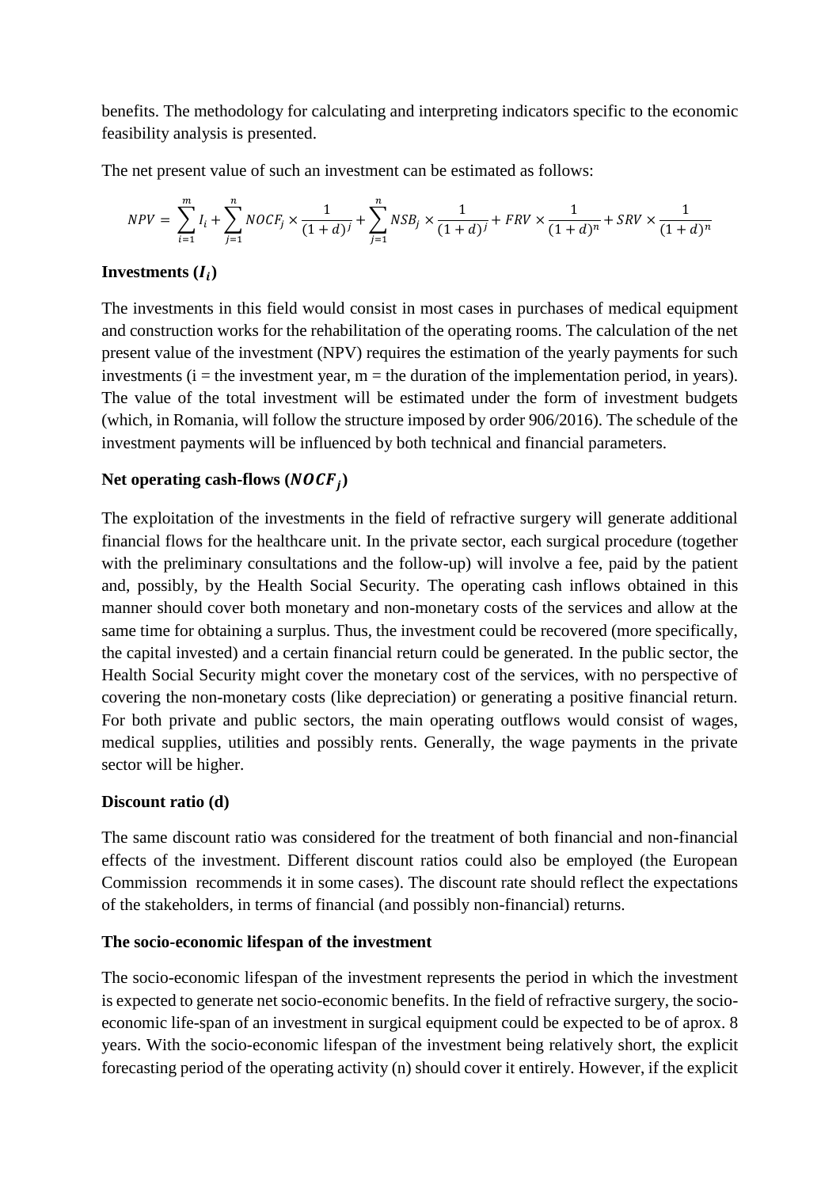benefits. The methodology for calculating and interpreting indicators specific to the economic feasibility analysis is presented.

The net present value of such an investment can be estimated as follows:

$$NPV = \sum_{i=1}^{m} I_i + \sum_{j=1}^{n} NOCF_j \times \frac{1}{(1+d)^j} + \sum_{j=1}^{n} NSB_j \times \frac{1}{(1+d)^j} + FRV \times \frac{1}{(1+d)^n} + SRV \times \frac{1}{(1+d)^n}$$

**Investments ($I_i$)**

The investments in this field would consist in most cases in purchases of medical equipment and construction works for the rehabilitation of the operating rooms. The calculation of the net present value of the investment (NPV) requires the estimation of the yearly payments for such investments (i = the investment year, m = the duration of the implementation period, in years). The value of the total investment will be estimated under the form of investment budgets (which, in Romania, will follow the structure imposed by order 906/2016). The schedule of the investment payments will be influenced by both technical and financial parameters.

**Net operating cash-flows ($NOCF_j$)**

The exploitation of the investments in the field of refractive surgery will generate additional financial flows for the healthcare unit. In the private sector, each surgical procedure (together with the preliminary consultations and the follow-up) will involve a fee, paid by the patient and, possibly, by the Health Social Security. The operating cash inflows obtained in this manner should cover both monetary and non-monetary costs of the services and allow at the same time for obtaining a surplus. Thus, the investment could be recovered (more specifically, the capital invested) and a certain financial return could be generated. In the public sector, the Health Social Security might cover the monetary cost of the services, with no perspective of covering the non-monetary costs (like depreciation) or generating a positive financial return. For both private and public sectors, the main operating outflows would consist of wages, medical supplies, utilities and possibly rents. Generally, the wage payments in the private sector will be higher.

**Discount ratio (d)**

The same discount ratio was considered for the treatment of both financial and non-financial effects of the investment. Different discount ratios could also be employed (the European Commission recommends it in some cases). The discount rate should reflect the expectations of the stakeholders, in terms of financial (and possibly non-financial) returns.

**The socio-economic lifespan of the investment**

The socio-economic lifespan of the investment represents the period in which the investment is expected to generate net socio-economic benefits. In the field of refractive surgery, the socio-economic life-span of an investment in surgical equipment could be expected to be of aprox. 8 years. With the socio-economic lifespan of the investment being relatively short, the explicit forecasting period of the operating activity (n) should cover it entirely. However, if the explicit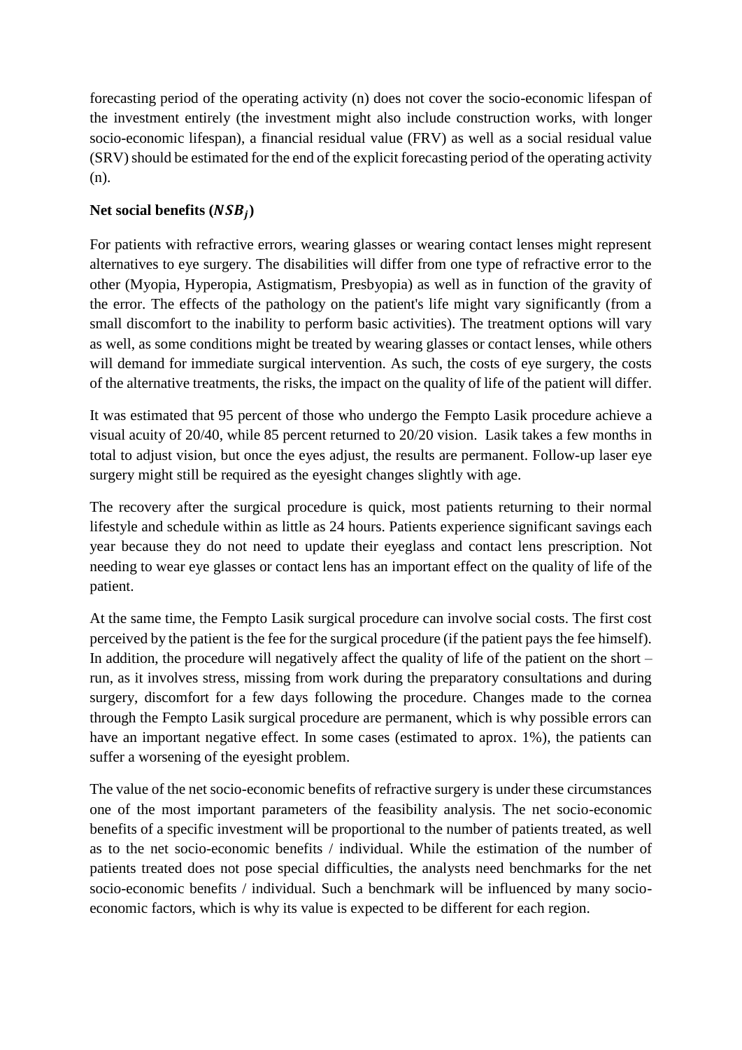forecasting period of the operating activity (n) does not cover the socio-economic lifespan of the investment entirely (the investment might also include construction works, with longer socio-economic lifespan), a financial residual value (FRV) as well as a social residual value (SRV) should be estimated for the end of the explicit forecasting period of the operating activity (n).

**Net social benefits ($NSB_j$)**

For patients with refractive errors, wearing glasses or wearing contact lenses might represent alternatives to eye surgery. The disabilities will differ from one type of refractive error to the other (Myopia, Hyperopia, Astigmatism, Presbyopia) as well as in function of the gravity of the error. The effects of the pathology on the patient's life might vary significantly (from a small discomfort to the inability to perform basic activities). The treatment options will vary as well, as some conditions might be treated by wearing glasses or contact lenses, while others will demand for immediate surgical intervention. As such, the costs of eye surgery, the costs of the alternative treatments, the risks, the impact on the quality of life of the patient will differ.

It was estimated that 95 percent of those who undergo the Fempto Lasik procedure achieve a visual acuity of 20/40, while 85 percent returned to 20/20 vision. Lasik takes a few months in total to adjust vision, but once the eyes adjust, the results are permanent. Follow-up laser eye surgery might still be required as the eyesight changes slightly with age.

The recovery after the surgical procedure is quick, most patients returning to their normal lifestyle and schedule within as little as 24 hours. Patients experience significant savings each year because they do not need to update their eyeglass and contact lens prescription. Not needing to wear eye glasses or contact lens has an important effect on the quality of life of the patient.

At the same time, the Fempto Lasik surgical procedure can involve social costs. The first cost perceived by the patient is the fee for the surgical procedure (if the patient pays the fee himself). In addition, the procedure will negatively affect the quality of life of the patient on the short – run, as it involves stress, missing from work during the preparatory consultations and during surgery, discomfort for a few days following the procedure. Changes made to the cornea through the Fempto Lasik surgical procedure are permanent, which is why possible errors can have an important negative effect. In some cases (estimated to aprox. 1%), the patients can suffer a worsening of the eyesight problem.

The value of the net socio-economic benefits of refractive surgery is under these circumstances one of the most important parameters of the feasibility analysis. The net socio-economic benefits of a specific investment will be proportional to the number of patients treated, as well as to the net socio-economic benefits / individual. While the estimation of the number of patients treated does not pose special difficulties, the analysts need benchmarks for the net socio-economic benefits / individual. Such a benchmark will be influenced by many socio-economic factors, which is why its value is expected to be different for each region.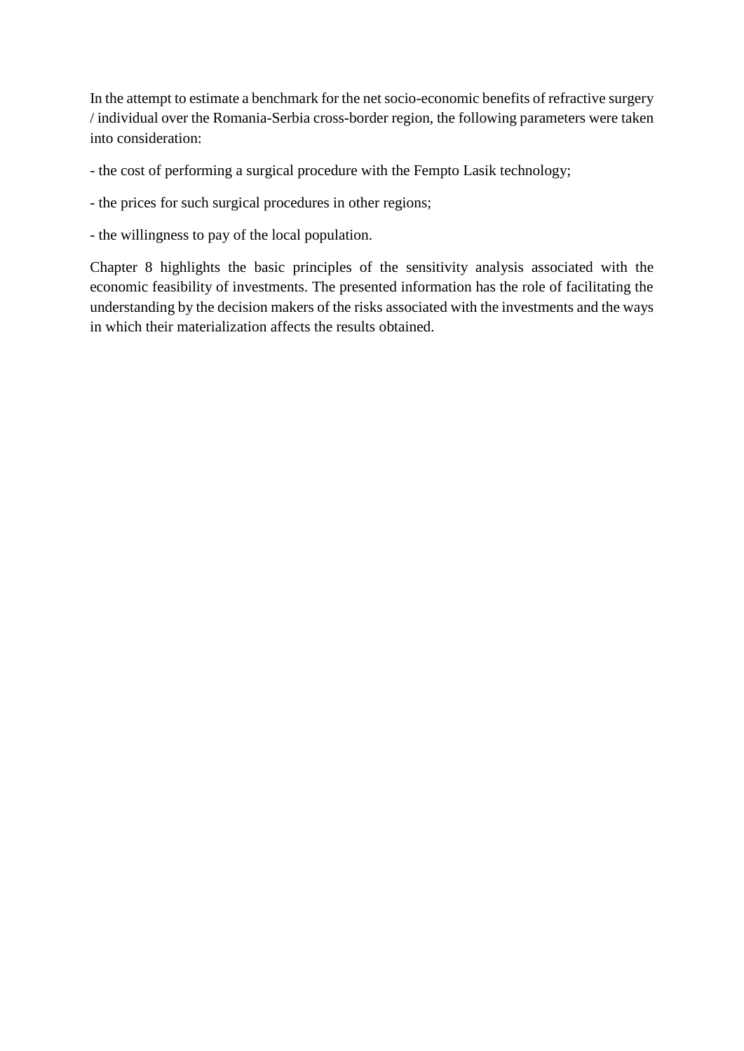In the attempt to estimate a benchmark for the net socio-economic benefits of refractive surgery / individual over the Romania-Serbia cross-border region, the following parameters were taken into consideration:

- the cost of performing a surgical procedure with the Fempto Lasik technology;

- the prices for such surgical procedures in other regions;

- the willingness to pay of the local population.

Chapter 8 highlights the basic principles of the sensitivity analysis associated with the economic feasibility of investments. The presented information has the role of facilitating the understanding by the decision makers of the risks associated with the investments and the ways in which their materialization affects the results obtained.